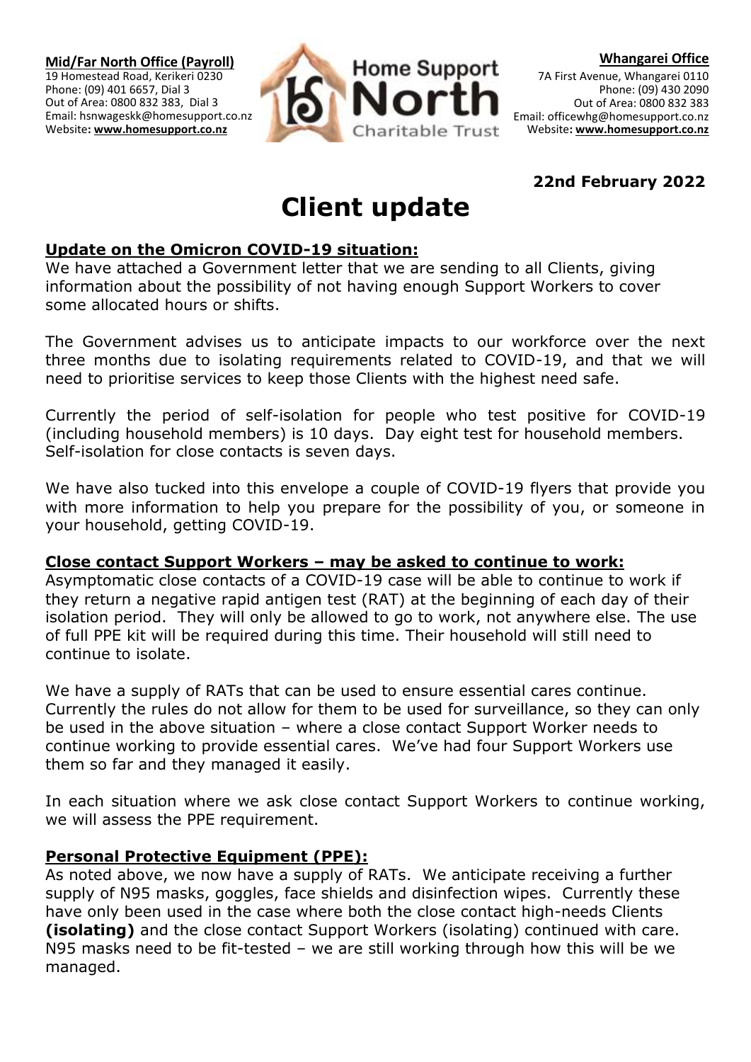**Mid/Far North Office (Payroll)**
19 Homestead Road, Kerikeri 0230
Phone: (09) 401 6657, Dial 3
Out of Area: 0800 832 383, Dial 3
Email: hsnwageskk@homesupport.co.nz
Website: **www.homesupport.co.nz**

Home Support North Charitable Trust

**Whangarei Office**
7A First Avenue, Whangarei 0110
Phone: (09) 430 2090
Out of Area: 0800 832 383
Email: officewhg@homesupport.co.nz
Website: **www.homesupport.co.nz**

**22nd February 2022**

# Client update

## Update on the Omicron COVID-19 situation:

We have attached a Government letter that we are sending to all Clients, giving information about the possibility of not having enough Support Workers to cover some allocated hours or shifts.

The Government advises us to anticipate impacts to our workforce over the next three months due to isolating requirements related to COVID-19, and that we will need to prioritise services to keep those Clients with the highest need safe.

Currently the period of self-isolation for people who test positive for COVID-19 (including household members) is 10 days. Day eight test for household members. Self-isolation for close contacts is seven days.

We have also tucked into this envelope a couple of COVID-19 flyers that provide you with more information to help you prepare for the possibility of you, or someone in your household, getting COVID-19.

## Close contact Support Workers – may be asked to continue to work:

Asymptomatic close contacts of a COVID-19 case will be able to continue to work if they return a negative rapid antigen test (RAT) at the beginning of each day of their isolation period. They will only be allowed to go to work, not anywhere else. The use of full PPE kit will be required during this time. Their household will still need to continue to isolate.

We have a supply of RATs that can be used to ensure essential cares continue. Currently the rules do not allow for them to be used for surveillance, so they can only be used in the above situation – where a close contact Support Worker needs to continue working to provide essential cares. We've had four Support Workers use them so far and they managed it easily.

In each situation where we ask close contact Support Workers to continue working, we will assess the PPE requirement.

## Personal Protective Equipment (PPE):

As noted above, we now have a supply of RATs. We anticipate receiving a further supply of N95 masks, goggles, face shields and disinfection wipes. Currently these have only been used in the case where both the close contact high-needs Clients **(isolating)** and the close contact Support Workers (isolating) continued with care. N95 masks need to be fit-tested – we are still working through how this will be we managed.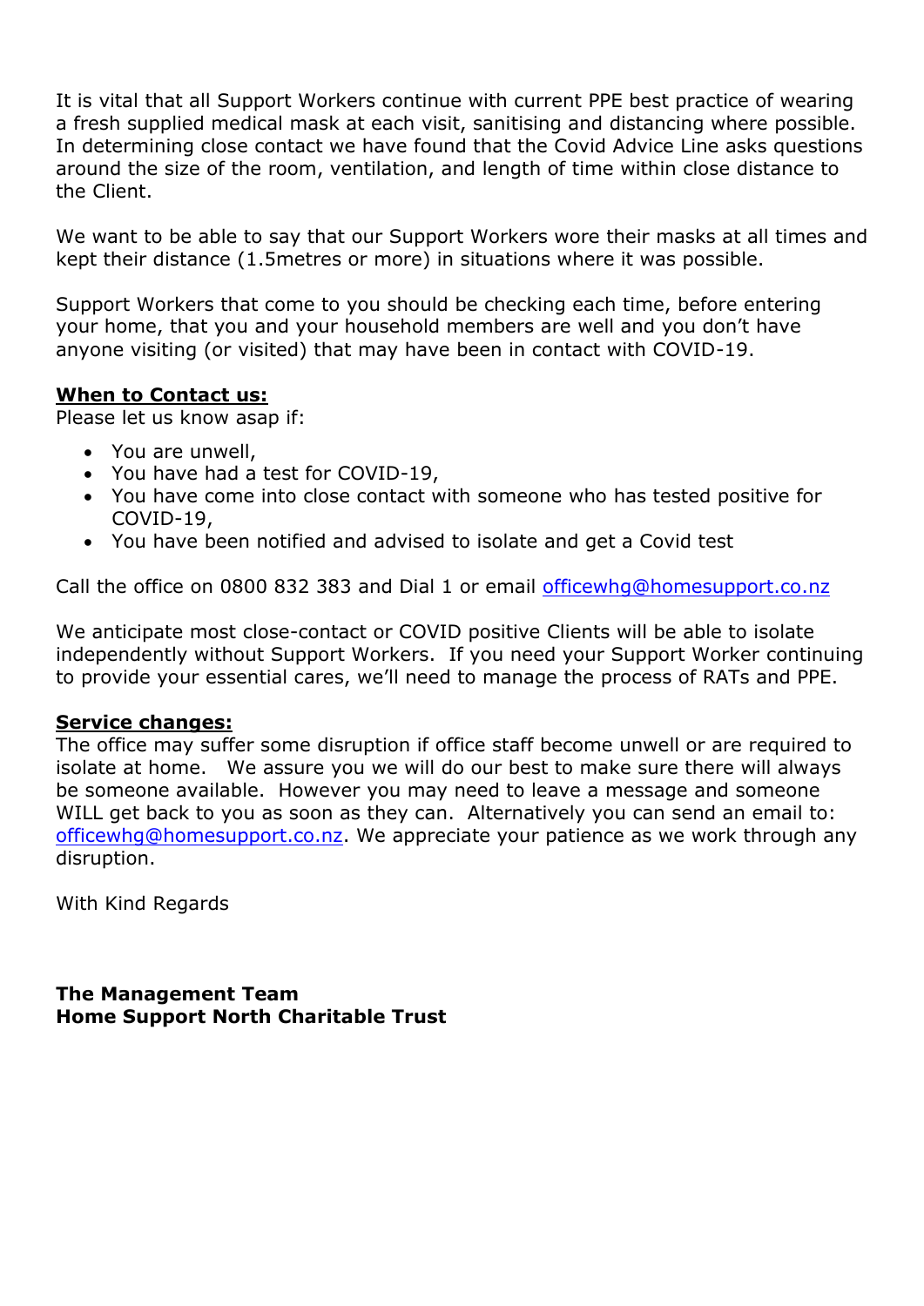It is vital that all Support Workers continue with current PPE best practice of wearing a fresh supplied medical mask at each visit, sanitising and distancing where possible. In determining close contact we have found that the Covid Advice Line asks questions around the size of the room, ventilation, and length of time within close distance to the Client.

We want to be able to say that our Support Workers wore their masks at all times and kept their distance (1.5metres or more) in situations where it was possible.

Support Workers that come to you should be checking each time, before entering your home, that you and your household members are well and you don't have anyone visiting (or visited) that may have been in contact with COVID-19.

**When to Contact us:**

Please let us know asap if:

- You are unwell,
- You have had a test for COVID-19,
- You have come into close contact with someone who has tested positive for COVID-19,
- You have been notified and advised to isolate and get a Covid test

Call the office on 0800 832 383 and Dial 1 or email officewhg@homesupport.co.nz

We anticipate most close-contact or COVID positive Clients will be able to isolate independently without Support Workers. If you need your Support Worker continuing to provide your essential cares, we'll need to manage the process of RATs and PPE.

**Service changes:**

The office may suffer some disruption if office staff become unwell or are required to isolate at home. We assure you we will do our best to make sure there will always be someone available. However you may need to leave a message and someone WILL get back to you as soon as they can. Alternatively you can send an email to: officewhg@homesupport.co.nz. We appreciate your patience as we work through any disruption.

With Kind Regards

**The Management Team**
**Home Support North Charitable Trust**